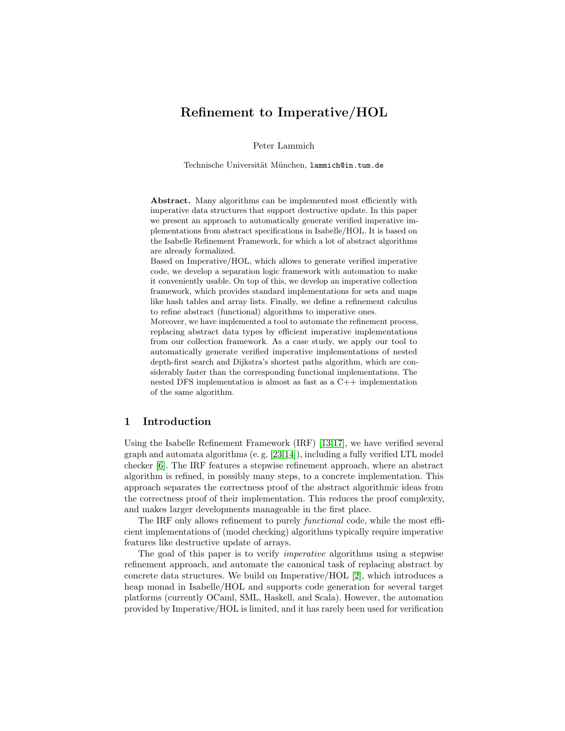# Refinement to Imperative/HOL

Peter Lammich

Technische Universität München, lammich@in.tum.de

**Abstract.** Many algorithms can be implemented most efficiently with imperative data structures that support destructive update. In this paper we present an approach to automatically generate verified imperative implementations from abstract specifications in Isabelle/HOL. It is based on the Isabelle Refinement Framework, for which a lot of abstract algorithms are already formalized.
Based on Imperative/HOL, which allows to generate verified imperative code, we develop a separation logic framework with automation to make it conveniently usable. On top of this, we develop an imperative collection framework, which provides standard implementations for sets and maps like hash tables and array lists. Finally, we define a refinement calculus to refine abstract (functional) algorithms to imperative ones.
Moreover, we have implemented a tool to automate the refinement process, replacing abstract data types by efficient imperative implementations from our collection framework. As a case study, we apply our tool to automatically generate verified imperative implementations of nested depth-first search and Dijkstra's shortest paths algorithm, which are considerably faster than the corresponding functional implementations. The nested DFS implementation is almost as fast as a C++ implementation of the same algorithm.

## 1 Introduction

Using the Isabelle Refinement Framework (IRF) [13,17], we have verified several graph and automata algorithms (e. g. [23,14]), including a fully verified LTL model checker [6]. The IRF features a stepwise refinement approach, where an abstract algorithm is refined, in possibly many steps, to a concrete implementation. This approach separates the correctness proof of the abstract algorithmic ideas from the correctness proof of their implementation. This reduces the proof complexity, and makes larger developments manageable in the first place.

The IRF only allows refinement to purely *functional* code, while the most efficient implementations of (model checking) algorithms typically require imperative features like destructive update of arrays.

The goal of this paper is to verify *imperative* algorithms using a stepwise refinement approach, and automate the canonical task of replacing abstract by concrete data structures. We build on Imperative/HOL [2], which introduces a heap monad in Isabelle/HOL and supports code generation for several target platforms (currently OCaml, SML, Haskell, and Scala). However, the automation provided by Imperative/HOL is limited, and it has rarely been used for verification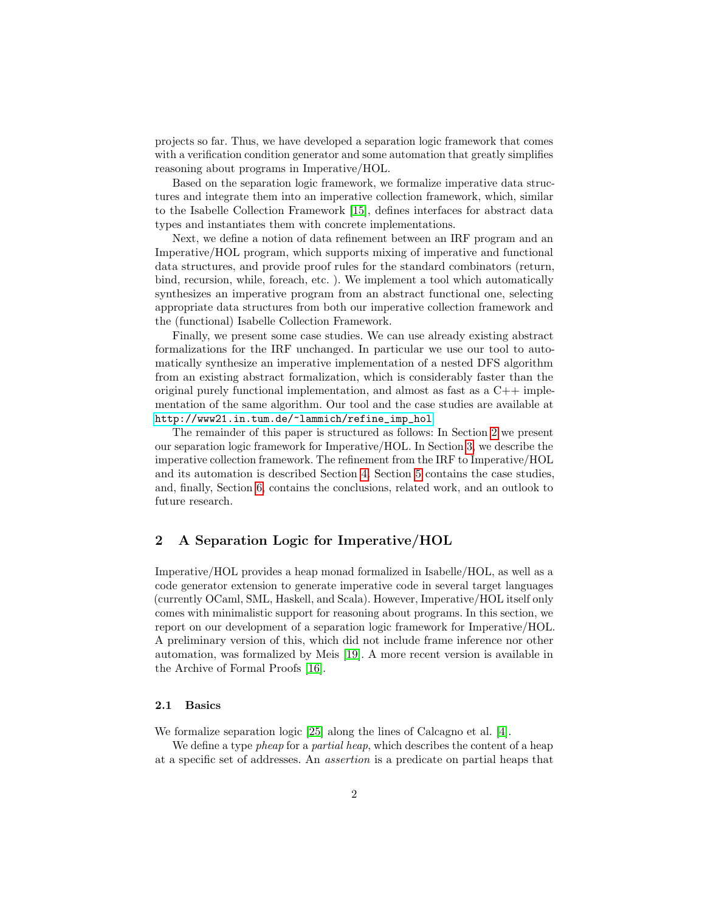projects so far. Thus, we have developed a separation logic framework that comes with a verification condition generator and some automation that greatly simplifies reasoning about programs in Imperative/HOL.

Based on the separation logic framework, we formalize imperative data structures and integrate them into an imperative collection framework, which, similar to the Isabelle Collection Framework [15], defines interfaces for abstract data types and instantiates them with concrete implementations.

Next, we define a notion of data refinement between an IRF program and an Imperative/HOL program, which supports mixing of imperative and functional data structures, and provide proof rules for the standard combinators (return, bind, recursion, while, foreach, etc. ). We implement a tool which automatically synthesizes an imperative program from an abstract functional one, selecting appropriate data structures from both our imperative collection framework and the (functional) Isabelle Collection Framework.

Finally, we present some case studies. We can use already existing abstract formalizations for the IRF unchanged. In particular we use our tool to automatically synthesize an imperative implementation of a nested DFS algorithm from an existing abstract formalization, which is considerably faster than the original purely functional implementation, and almost as fast as a C++ implementation of the same algorithm. Our tool and the case studies are available at `http://www21.in.tum.de/~lammich/refine_imp_hol`

The remainder of this paper is structured as follows: In Section 2 we present our separation logic framework for Imperative/HOL. In Section 3, we describe the imperative collection framework. The refinement from the IRF to Imperative/HOL and its automation is described Section 4. Section 5 contains the case studies, and, finally, Section 6, contains the conclusions, related work, and an outlook to future research.

## 2 A Separation Logic for Imperative/HOL

Imperative/HOL provides a heap monad formalized in Isabelle/HOL, as well as a code generator extension to generate imperative code in several target languages (currently OCaml, SML, Haskell, and Scala). However, Imperative/HOL itself only comes with minimalistic support for reasoning about programs. In this section, we report on our development of a separation logic framework for Imperative/HOL. A preliminary version of this, which did not include frame inference nor other automation, was formalized by Meis [19]. A more recent version is available in the Archive of Formal Proofs [16].

### 2.1 Basics

We formalize separation logic [25] along the lines of Calcagno et al. [4].

We define a type *pheap* for a *partial heap*, which describes the content of a heap at a specific set of addresses. An *assertion* is a predicate on partial heaps that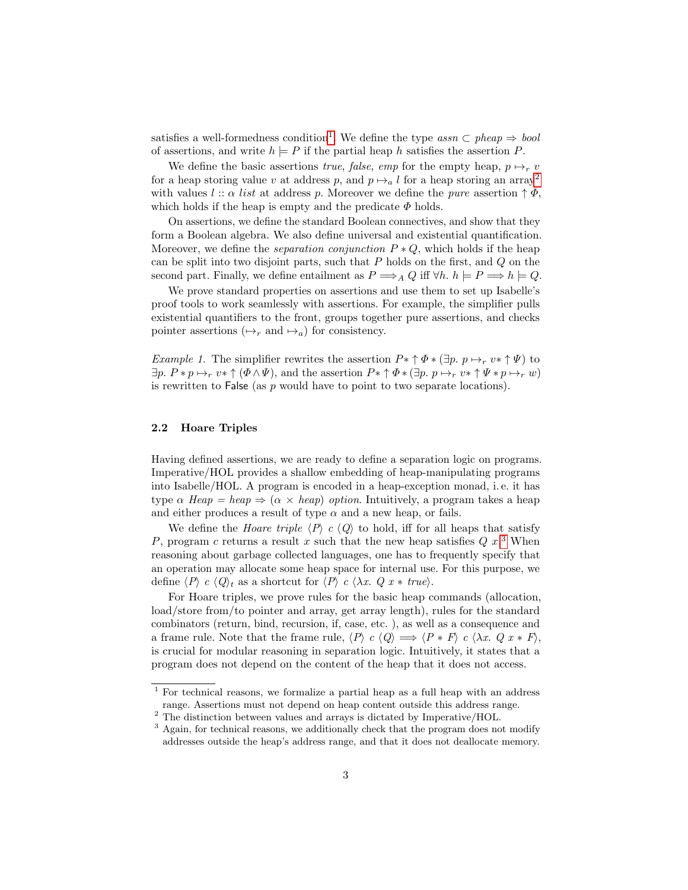satisfies a well-formedness condition[1]. We define the type $assn \subset pheap \Rightarrow bool$ of assertions, and write $h \models P$ if the partial heap $h$ satisfies the assertion $P$.

We define the basic assertions *true*, *false*, *emp* for the empty heap, $p \mapsto_r v$ for a heap storing value $v$ at address $p$, and $p \mapsto_a l$ for a heap storing an array[2] with values $l :: \alpha\ list$ at address $p$. Moreover we define the *pure* assertion $\uparrow \Phi$, which holds if the heap is empty and the predicate $\Phi$ holds.

On assertions, we define the standard Boolean connectives, and show that they form a Boolean algebra. We also define universal and existential quantification. Moreover, we define the *separation conjunction* $P * Q$, which holds if the heap can be split into two disjoint parts, such that $P$ holds on the first, and $Q$ on the second part. Finally, we define entailment as $P \Longrightarrow_A Q$ iff $\forall h.\ h \models P \Longrightarrow h \models Q$.

We prove standard properties on assertions and use them to set up Isabelle's proof tools to work seamlessly with assertions. For example, the simplifier pulls existential quantifiers to the front, groups together pure assertions, and checks pointer assertions ($\mapsto_r$ and $\mapsto_a$) for consistency.

*Example 1.* The simplifier rewrites the assertion $P * \uparrow \Phi * (\exists p.\ p \mapsto_r v * \uparrow \Psi)$ to $\exists p.\ P * p \mapsto_r v * \uparrow (\Phi \wedge \Psi)$, and the assertion $P * \uparrow \Phi * (\exists p.\ p \mapsto_r v * \uparrow \Psi * p \mapsto_r w)$ is rewritten to False (as $p$ would have to point to two separate locations).

### 2.2 Hoare Triples

Having defined assertions, we are ready to define a separation logic on programs. Imperative/HOL provides a shallow embedding of heap-manipulating programs into Isabelle/HOL. A program is encoded in a heap-exception monad, i. e. it has type $\alpha\ Heap = heap \Rightarrow (\alpha \times heap)\ option$. Intuitively, a program takes a heap and either produces a result of type $\alpha$ and a new heap, or fails.

We define the *Hoare triple* $\langle P \rangle\ c\ \langle Q \rangle$ to hold, iff for all heaps that satisfy $P$, program $c$ returns a result $x$ such that the new heap satisfies $Q\ x$.[3] When reasoning about garbage collected languages, one has to frequently specify that an operation may allocate some heap space for internal use. For this purpose, we define $\langle P \rangle\ c\ \langle Q \rangle_t$ as a shortcut for $\langle P \rangle\ c\ \langle \lambda x.\ Q\ x * true \rangle$.

For Hoare triples, we prove rules for the basic heap commands (allocation, load/store from/to pointer and array, get array length), rules for the standard combinators (return, bind, recursion, if, case, etc. ), as well as a consequence and a frame rule. Note that the frame rule, $\langle P \rangle\ c\ \langle Q \rangle \Longrightarrow \langle P * F \rangle\ c\ \langle \lambda x.\ Q\ x * F \rangle$, is crucial for modular reasoning in separation logic. Intuitively, it states that a program does not depend on the content of the heap that it does not access.

---

[1] For technical reasons, we formalize a partial heap as a full heap with an address range. Assertions must not depend on heap content outside this address range.

[2] The distinction between values and arrays is dictated by Imperative/HOL.

[3] Again, for technical reasons, we additionally check that the program does not modify addresses outside the heap's address range, and that it does not deallocate memory.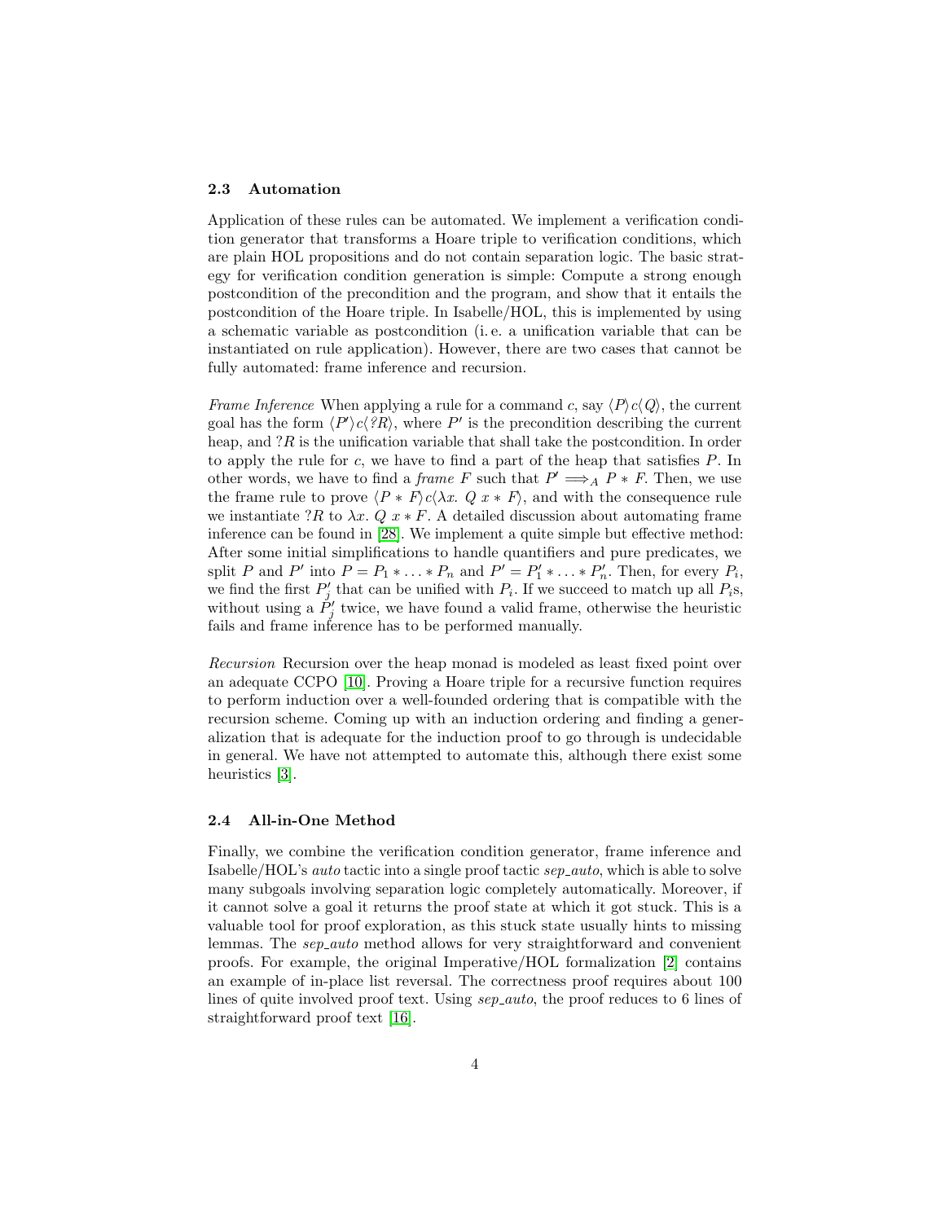### 2.3 Automation

Application of these rules can be automated. We implement a verification condition generator that transforms a Hoare triple to verification conditions, which are plain HOL propositions and do not contain separation logic. The basic strategy for verification condition generation is simple: Compute a strong enough postcondition of the precondition and the program, and show that it entails the postcondition of the Hoare triple. In Isabelle/HOL, this is implemented by using a schematic variable as postcondition (i. e. a unification variable that can be instantiated on rule application). However, there are two cases that cannot be fully automated: frame inference and recursion.

*Frame Inference* When applying a rule for a command $c$, say $\langle P\rangle c\langle Q\rangle$, the current goal has the form $\langle P'\rangle c\langle ?R\rangle$, where $P'$ is the precondition describing the current heap, and $?R$ is the unification variable that shall take the postcondition. In order to apply the rule for $c$, we have to find a part of the heap that satisfies $P$. In other words, we have to find a *frame* $F$ such that $P' \Longrightarrow_A P * F$. Then, we use the frame rule to prove $\langle P * F\rangle c\langle \lambda x.\ Q\ x * F\rangle$, and with the consequence rule we instantiate $?R$ to $\lambda x.\ Q\ x * F$. A detailed discussion about automating frame inference can be found in [28]. We implement a quite simple but effective method: After some initial simplifications to handle quantifiers and pure predicates, we split $P$ and $P'$ into $P = P_1 * \ldots * P_n$ and $P' = P'_1 * \ldots * P'_n$. Then, for every $P_i$, we find the first $P'_j$ that can be unified with $P_i$. If we succeed to match up all $P_i$s, without using a $P'_j$ twice, we have found a valid frame, otherwise the heuristic fails and frame inference has to be performed manually.

*Recursion* Recursion over the heap monad is modeled as least fixed point over an adequate CCPO [10]. Proving a Hoare triple for a recursive function requires to perform induction over a well-founded ordering that is compatible with the recursion scheme. Coming up with an induction ordering and finding a generalization that is adequate for the induction proof to go through is undecidable in general. We have not attempted to automate this, although there exist some heuristics [3].

### 2.4 All-in-One Method

Finally, we combine the verification condition generator, frame inference and Isabelle/HOL's *auto* tactic into a single proof tactic *sep_auto*, which is able to solve many subgoals involving separation logic completely automatically. Moreover, if it cannot solve a goal it returns the proof state at which it got stuck. This is a valuable tool for proof exploration, as this stuck state usually hints to missing lemmas. The *sep_auto* method allows for very straightforward and convenient proofs. For example, the original Imperative/HOL formalization [2] contains an example of in-place list reversal. The correctness proof requires about 100 lines of quite involved proof text. Using *sep_auto*, the proof reduces to 6 lines of straightforward proof text [16].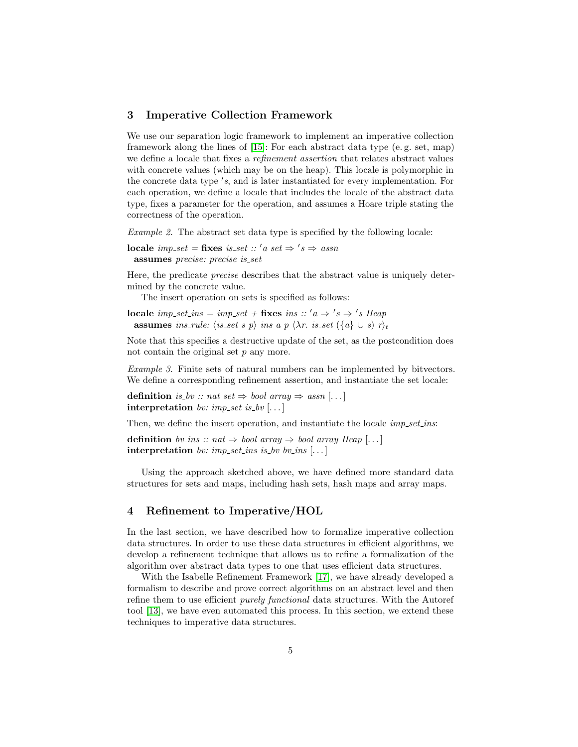## 3 Imperative Collection Framework

We use our separation logic framework to implement an imperative collection framework along the lines of [15]: For each abstract data type (e. g. set, map) we define a locale that fixes a *refinement assertion* that relates abstract values with concrete values (which may be on the heap). This locale is polymorphic in the concrete data type $'s$, and is later instantiated for every implementation. For each operation, we define a locale that includes the locale of the abstract data type, fixes a parameter for the operation, and assumes a Hoare triple stating the correctness of the operation.

*Example 2.* The abstract set data type is specified by the following locale:

**locale** *imp_set* = **fixes** *is_set* :: $'a$ *set* $\Rightarrow$ $'s$ $\Rightarrow$ *assn*
  **assumes** *precise: precise is_set*

Here, the predicate *precise* describes that the abstract value is uniquely determined by the concrete value.

The insert operation on sets is specified as follows:

**locale** *imp_set_ins* = *imp_set* + **fixes** *ins* :: $'a \Rightarrow 's \Rightarrow 's$ *Heap*
  **assumes** *ins_rule*: $\langle$*is_set s p*$\rangle$ *ins a p* $\langle \lambda r.$ *is_set* $(\{a\} \cup s)$ $r\rangle_t$

Note that this specifies a destructive update of the set, as the postcondition does not contain the original set *p* any more.

*Example 3.* Finite sets of natural numbers can be implemented by bitvectors. We define a corresponding refinement assertion, and instantiate the set locale:

**definition** *is_bv* :: *nat set* $\Rightarrow$ *bool array* $\Rightarrow$ *assn* [...]
**interpretation** *bv: imp_set is_bv* [...]

Then, we define the insert operation, and instantiate the locale *imp_set_ins*:

**definition** *bv_ins* :: *nat* $\Rightarrow$ *bool array* $\Rightarrow$ *bool array Heap* [...]
**interpretation** *bv: imp_set_ins is_bv bv_ins* [...]

Using the approach sketched above, we have defined more standard data structures for sets and maps, including hash sets, hash maps and array maps.

## 4 Refinement to Imperative/HOL

In the last section, we have described how to formalize imperative collection data structures. In order to use these data structures in efficient algorithms, we develop a refinement technique that allows us to refine a formalization of the algorithm over abstract data types to one that uses efficient data structures.

With the Isabelle Refinement Framework [17], we have already developed a formalism to describe and prove correct algorithms on an abstract level and then refine them to use efficient *purely functional* data structures. With the Autoref tool [13], we have even automated this process. In this section, we extend these techniques to imperative data structures.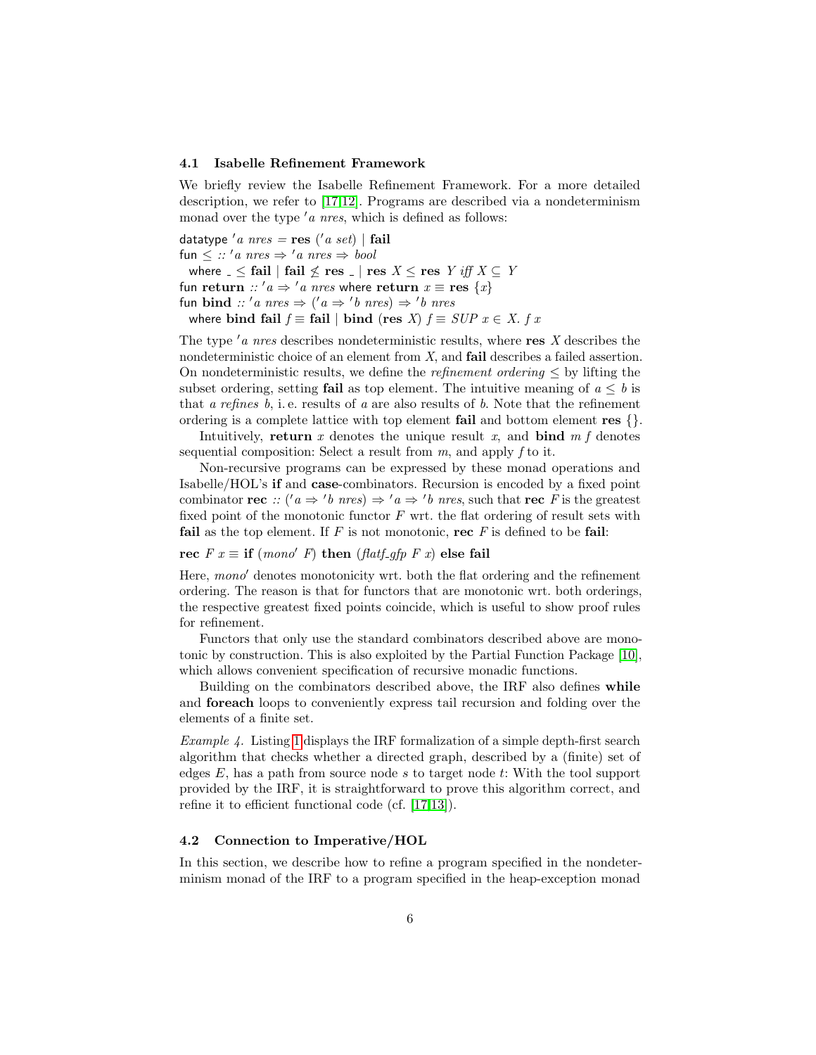### 4.1 Isabelle Refinement Framework

We briefly review the Isabelle Refinement Framework. For a more detailed description, we refer to [17,12]. Programs are described via a nondeterminism monad over the type $'a\ nres$, which is defined as follows:

datatype $'a\ nres = \mathbf{res}\ ('a\ set) \mid \mathbf{fail}$
fun $\leq$ :: $'a\ nres \Rightarrow 'a\ nres \Rightarrow bool$
  where $\_ \leq \mathbf{fail} \mid \mathbf{fail} \not\leq \mathbf{res}\ \_ \mid \mathbf{res}\ X \leq \mathbf{res}\ Y$ *iff* $X \subseteq Y$
fun $\mathbf{return}$ :: $'a \Rightarrow 'a\ nres$ where $\mathbf{return}\ x \equiv \mathbf{res}\ \{x\}$
fun $\mathbf{bind}$ :: $'a\ nres \Rightarrow ('a \Rightarrow 'b\ nres) \Rightarrow 'b\ nres$
  where $\mathbf{bind}\ \mathbf{fail}\ f \equiv \mathbf{fail} \mid \mathbf{bind}\ (\mathbf{res}\ X)\ f \equiv SUP\ x \in X.\ f\ x$

The type $'a\ nres$ describes nondeterministic results, where $\mathbf{res}\ X$ describes the nondeterministic choice of an element from $X$, and $\mathbf{fail}$ describes a failed assertion. On nondeterministic results, we define the *refinement ordering* $\leq$ by lifting the subset ordering, setting $\mathbf{fail}$ as top element. The intuitive meaning of $a \leq b$ is that *a refines b*, i. e. results of $a$ are also results of $b$. Note that the refinement ordering is a complete lattice with top element $\mathbf{fail}$ and bottom element $\mathbf{res}\ \{\}$.

Intuitively, $\mathbf{return}\ x$ denotes the unique result $x$, and $\mathbf{bind}\ m\ f$ denotes sequential composition: Select a result from $m$, and apply $f$ to it.

Non-recursive programs can be expressed by these monad operations and Isabelle/HOL's **if** and **case**-combinators. Recursion is encoded by a fixed point combinator $\mathbf{rec}$ :: $('a \Rightarrow 'b\ nres) \Rightarrow 'a \Rightarrow 'b\ nres$, such that $\mathbf{rec}\ F$ is the greatest fixed point of the monotonic functor $F$ wrt. the flat ordering of result sets with $\mathbf{fail}$ as the top element. If $F$ is not monotonic, $\mathbf{rec}\ F$ is defined to be $\mathbf{fail}$:

$$\mathbf{rec}\ F\ x \equiv \mathbf{if}\ (mono'\ F)\ \mathbf{then}\ (\mathit{flatf\_gfp}\ F\ x)\ \mathbf{else}\ \mathbf{fail}$$

Here, $mono'$ denotes monotonicity wrt. both the flat ordering and the refinement ordering. The reason is that for functors that are monotonic wrt. both orderings, the respective greatest fixed points coincide, which is useful to show proof rules for refinement.

Functors that only use the standard combinators described above are monotonic by construction. This is also exploited by the Partial Function Package [10], which allows convenient specification of recursive monadic functions.

Building on the combinators described above, the IRF also defines **while** and **foreach** loops to conveniently express tail recursion and folding over the elements of a finite set.

*Example 4.* Listing 1 displays the IRF formalization of a simple depth-first search algorithm that checks whether a directed graph, described by a (finite) set of edges $E$, has a path from source node $s$ to target node $t$: With the tool support provided by the IRF, it is straightforward to prove this algorithm correct, and refine it to efficient functional code (cf. [17,13]).

### 4.2 Connection to Imperative/HOL

In this section, we describe how to refine a program specified in the nondeterminism monad of the IRF to a program specified in the heap-exception monad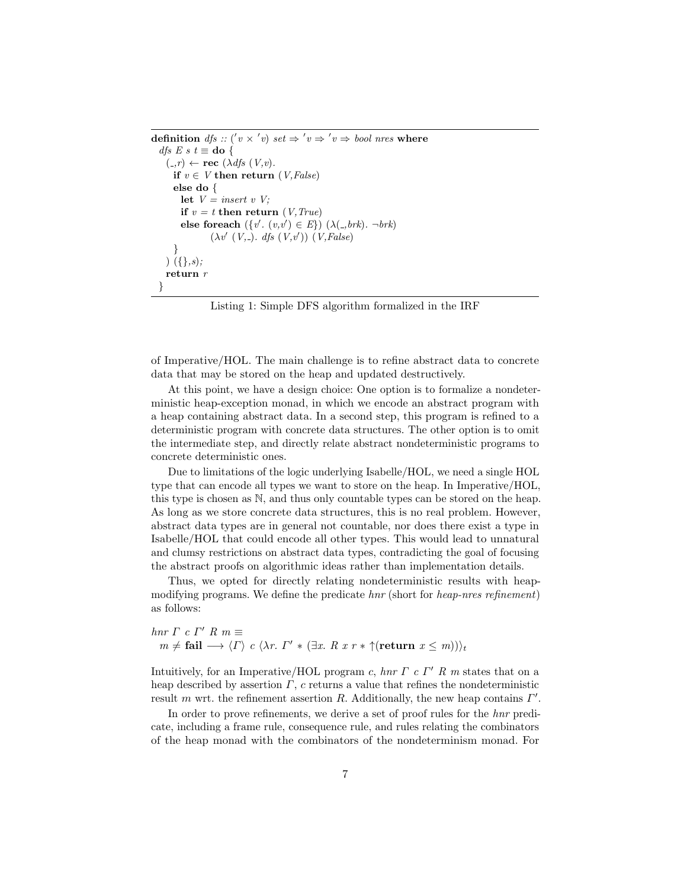```
definition dfs :: ('v × 'v) set ⇒ 'v ⇒ 'v ⇒ bool nres where
  dfs E s t ≡ do {
    (_,r) ← rec (λdfs (V,v).
      if v ∈ V then return (V,False)
      else do {
        let V = insert v V;
        if v = t then return (V,True)
        else foreach ({v'. (v,v') ∈ E}) (λ(_,brk). ¬brk)
               (λv' (V,_). dfs (V,v')) (V,False)
      }
    ) ({},s);
    return r
  }
```

Listing 1: Simple DFS algorithm formalized in the IRF

of Imperative/HOL. The main challenge is to refine abstract data to concrete data that may be stored on the heap and updated destructively.

At this point, we have a design choice: One option is to formalize a nondeterministic heap-exception monad, in which we encode an abstract program with a heap containing abstract data. In a second step, this program is refined to a deterministic program with concrete data structures. The other option is to omit the intermediate step, and directly relate abstract nondeterministic programs to concrete deterministic ones.

Due to limitations of the logic underlying Isabelle/HOL, we need a single HOL type that can encode all types we want to store on the heap. In Imperative/HOL, this type is chosen as $\mathbb{N}$, and thus only countable types can be stored on the heap. As long as we store concrete data structures, this is no real problem. However, abstract data types are in general not countable, nor does there exist a type in Isabelle/HOL that could encode all other types. This would lead to unnatural and clumsy restrictions on abstract data types, contradicting the goal of focusing the abstract proofs on algorithmic ideas rather than implementation details.

Thus, we opted for directly relating nondeterministic results with heap-modifying programs. We define the predicate *hnr* (short for *heap-nres refinement*) as follows:

$$\begin{aligned}&\mathit{hnr}\ \Gamma\ c\ \Gamma'\ R\ m \equiv\\&\quad m \neq \mathbf{fail} \longrightarrow \langle\Gamma\rangle\ c\ \langle\lambda r.\ \Gamma' * (\exists x.\ R\ x\ r * \uparrow(\mathbf{return}\ x \leq m))\rangle_t\end{aligned}$$

Intuitively, for an Imperative/HOL program $c$, $\mathit{hnr}\ \Gamma\ c\ \Gamma'\ R\ m$ states that on a heap described by assertion $\Gamma$, $c$ returns a value that refines the nondeterministic result $m$ wrt. the refinement assertion $R$. Additionally, the new heap contains $\Gamma'$.

In order to prove refinements, we derive a set of proof rules for the *hnr* predicate, including a frame rule, consequence rule, and rules relating the combinators of the heap monad with the combinators of the nondeterminism monad. For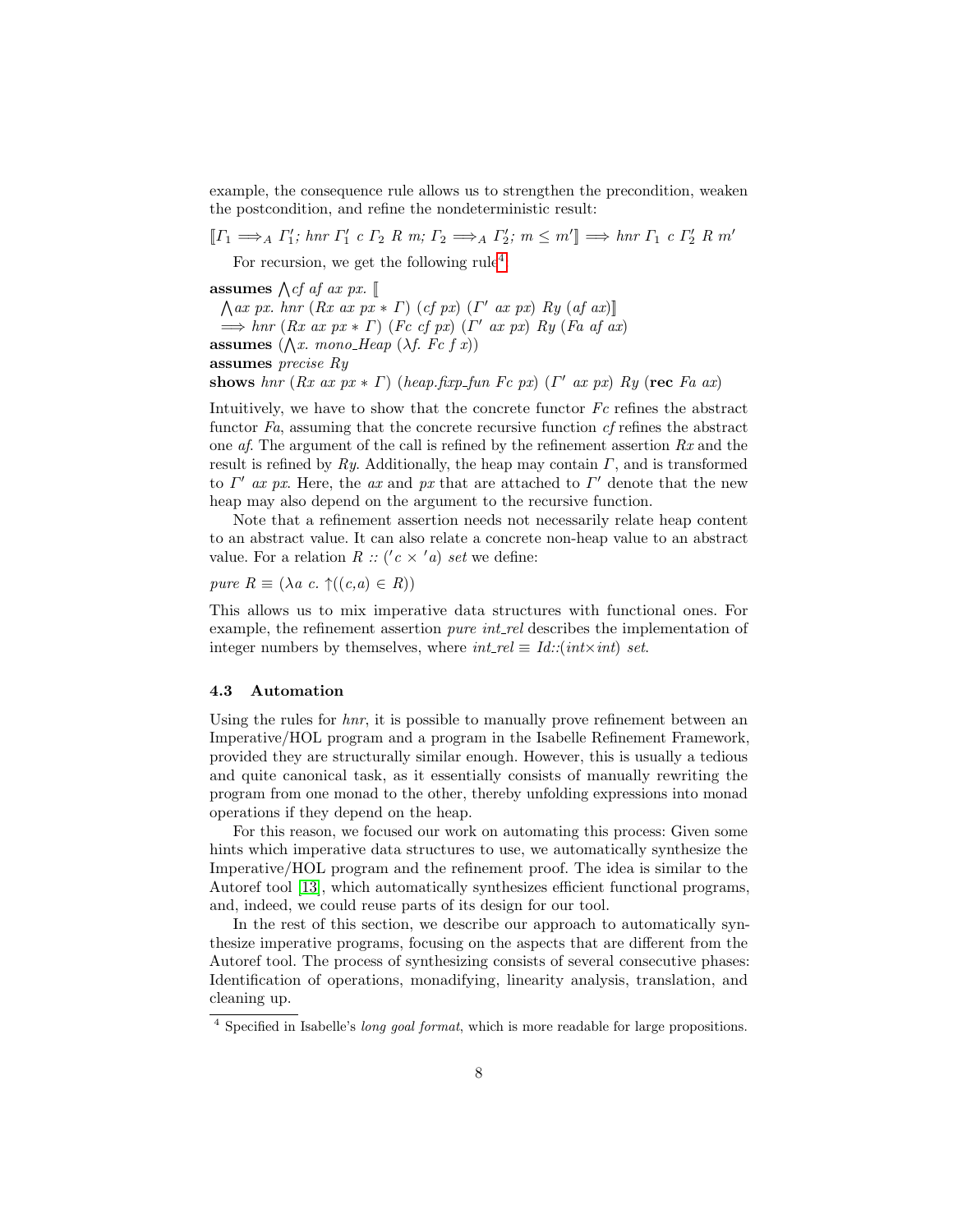example, the consequence rule allows us to strengthen the precondition, weaken the postcondition, and refine the nondeterministic result:

$$[\![\Gamma_1 \Longrightarrow_A \Gamma_1';\ hnr\ \Gamma_1'\ c\ \Gamma_2\ R\ m;\ \Gamma_2 \Longrightarrow_A \Gamma_2';\ m \leq m']\!] \Longrightarrow hnr\ \Gamma_1\ c\ \Gamma_2'\ R\ m'$$

For recursion, we get the following rule[4]:

**assumes** $\bigwedge cf\ af\ ax\ px.\ [\![$
$\quad \bigwedge ax\ px.\ hnr\ (Rx\ ax\ px * \Gamma)\ (cf\ px)\ (\Gamma'\ ax\ px)\ Ry\ (af\ ax)]\!]$
$\quad \Longrightarrow hnr\ (Rx\ ax\ px * \Gamma)\ (Fc\ cf\ px)\ (\Gamma'\ ax\ px)\ Ry\ (Fa\ af\ ax)$
**assumes** $(\bigwedge x.\ mono\_Heap\ (\lambda f.\ Fc\ f\ x))$
**assumes** $precise\ Ry$
**shows** $hnr\ (Rx\ ax\ px * \Gamma)\ (heap.fixp\_fun\ Fc\ px)\ (\Gamma'\ ax\ px)\ Ry\ (\mathbf{rec}\ Fa\ ax)$

Intuitively, we have to show that the concrete functor *Fc* refines the abstract functor *Fa*, assuming that the concrete recursive function *cf* refines the abstract one *af*. The argument of the call is refined by the refinement assertion *Rx* and the result is refined by *Ry*. Additionally, the heap may contain $\Gamma$, and is transformed to $\Gamma'\ ax\ px$. Here, the *ax* and *px* that are attached to $\Gamma'$ denote that the new heap may also depend on the argument to the recursive function.

Note that a refinement assertion needs not necessarily relate heap content to an abstract value. It can also relate a concrete non-heap value to an abstract value. For a relation $R :: ('c \times 'a)\ set$ we define:

$$pure\ R \equiv (\lambda a\ c.\ \uparrow((c,a) \in R))$$

This allows us to mix imperative data structures with functional ones. For example, the refinement assertion *pure int_rel* describes the implementation of integer numbers by themselves, where $int\_rel \equiv Id{::}(int{\times}int)\ set$.

### 4.3 Automation

Using the rules for *hnr*, it is possible to manually prove refinement between an Imperative/HOL program and a program in the Isabelle Refinement Framework, provided they are structurally similar enough. However, this is usually a tedious and quite canonical task, as it essentially consists of manually rewriting the program from one monad to the other, thereby unfolding expressions into monad operations if they depend on the heap.

For this reason, we focused our work on automating this process: Given some hints which imperative data structures to use, we automatically synthesize the Imperative/HOL program and the refinement proof. The idea is similar to the Autoref tool [13], which automatically synthesizes efficient functional programs, and, indeed, we could reuse parts of its design for our tool.

In the rest of this section, we describe our approach to automatically synthesize imperative programs, focusing on the aspects that are different from the Autoref tool. The process of synthesizing consists of several consecutive phases: Identification of operations, monadifying, linearity analysis, translation, and cleaning up.

[4] Specified in Isabelle's *long goal format*, which is more readable for large propositions.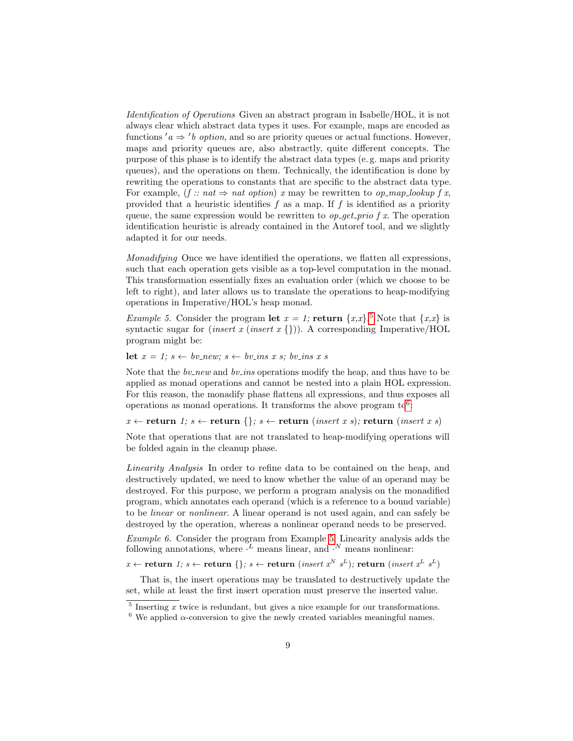*Identification of Operations* Given an abstract program in Isabelle/HOL, it is not always clear which abstract data types it uses. For example, maps are encoded as functions $'a \Rightarrow 'b$ *option*, and so are priority queues or actual functions. However, maps and priority queues are, also abstractly, quite different concepts. The purpose of this phase is to identify the abstract data types (e. g. maps and priority queues), and the operations on them. Technically, the identification is done by rewriting the operations to constants that are specific to the abstract data type. For example, ($f$ :: *nat* $\Rightarrow$ *nat option*) $x$ may be rewritten to *op_map_lookup* $f$ $x$, provided that a heuristic identifies $f$ as a map. If $f$ is identified as a priority queue, the same expression would be rewritten to *op_get_prio* $f$ $x$. The operation identification heuristic is already contained in the Autoref tool, and we slightly adapted it for our needs.

*Monadifying* Once we have identified the operations, we flatten all expressions, such that each operation gets visible as a top-level computation in the monad. This transformation essentially fixes an evaluation order (which we choose to be left to right), and later allows us to translate the operations to heap-modifying operations in Imperative/HOL's heap monad.

*Example 5.* Consider the program **let** $x = 1$; **return** $\{x,x\}$.[5] Note that $\{x,x\}$ is syntactic sugar for (*insert* $x$ (*insert* $x$ $\{\}$)). A corresponding Imperative/HOL program might be:

**let** $x = 1$; $s \leftarrow$ *bv_new*; $s \leftarrow$ *bv_ins* $x$ $s$; *bv_ins* $x$ $s$

Note that the *bv_new* and *bv_ins* operations modify the heap, and thus have to be applied as monad operations and cannot be nested into a plain HOL expression. For this reason, the monadify phase flattens all expressions, and thus exposes all operations as monad operations. It transforms the above program to[6]:

$x \leftarrow$ **return** $1$; $s \leftarrow$ **return** $\{\}$; $s \leftarrow$ **return** (*insert* $x$ $s$); **return** (*insert* $x$ $s$)

Note that operations that are not translated to heap-modifying operations will be folded again in the cleanup phase.

*Linearity Analysis* In order to refine data to be contained on the heap, and destructively updated, we need to know whether the value of an operand may be destroyed. For this purpose, we perform a program analysis on the monadified program, which annotates each operand (which is a reference to a bound variable) to be *linear* or *nonlinear*. A linear operand is not used again, and can safely be destroyed by the operation, whereas a nonlinear operand needs to be preserved.

*Example 6.* Consider the program from Example 5. Linearity analysis adds the following annotations, where $\cdot^L$ means linear, and $\cdot^N$ means nonlinear:

$x \leftarrow$ **return** $1$; $s \leftarrow$ **return** $\{\}$; $s \leftarrow$ **return** (*insert* $x^N$ $s^L$); **return** (*insert* $x^L$ $s^L$)

That is, the insert operations may be translated to destructively update the set, while at least the first insert operation must preserve the inserted value.

---

[5] Inserting $x$ twice is redundant, but gives a nice example for our transformations.

[6] We applied $\alpha$-conversion to give the newly created variables meaningful names.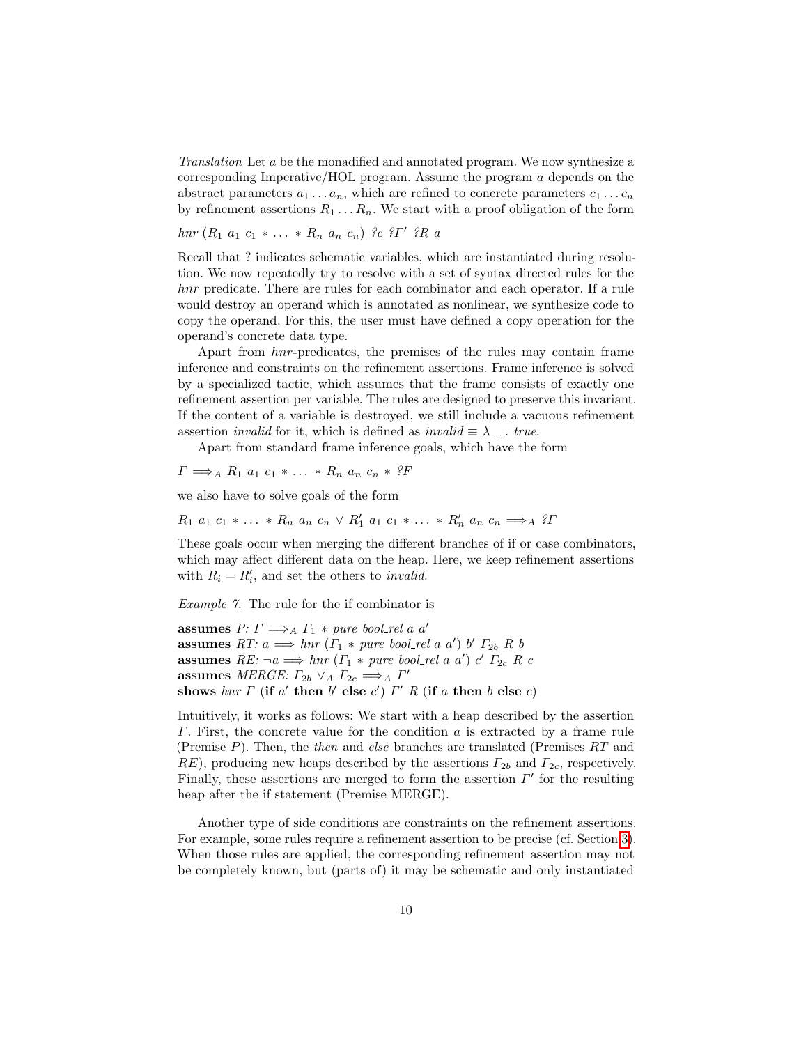*Translation* Let $a$ be the monadified and annotated program. We now synthesize a corresponding Imperative/HOL program. Assume the program $a$ depends on the abstract parameters $a_1 \ldots a_n$, which are refined to concrete parameters $c_1 \ldots c_n$ by refinement assertions $R_1 \ldots R_n$. We start with a proof obligation of the form

$$hnr\ (R_1\ a_1\ c_1 * \ldots * R_n\ a_n\ c_n)\ ?c\ ?\Gamma'\ ?R\ a$$

Recall that ? indicates schematic variables, which are instantiated during resolution. We now repeatedly try to resolve with a set of syntax directed rules for the *hnr* predicate. There are rules for each combinator and each operator. If a rule would destroy an operand which is annotated as nonlinear, we synthesize code to copy the operand. For this, the user must have defined a copy operation for the operand's concrete data type.

Apart from *hnr*-predicates, the premises of the rules may contain frame inference and constraints on the refinement assertions. Frame inference is solved by a specialized tactic, which assumes that the frame consists of exactly one refinement assertion per variable. The rules are designed to preserve this invariant. If the content of a variable is destroyed, we still include a vacuous refinement assertion *invalid* for it, which is defined as $invalid \equiv \lambda\_\ \_.\ true$.

Apart from standard frame inference goals, which have the form

$$\Gamma \Longrightarrow_A R_1\ a_1\ c_1 * \ldots * R_n\ a_n\ c_n * ?F$$

we also have to solve goals of the form

$$R_1\ a_1\ c_1 * \ldots * R_n\ a_n\ c_n \vee R'_1\ a_1\ c_1 * \ldots * R'_n\ a_n\ c_n \Longrightarrow_A ?\Gamma$$

These goals occur when merging the different branches of if or case combinators, which may affect different data on the heap. Here, we keep refinement assertions with $R_i = R'_i$, and set the others to *invalid*.

*Example 7.* The rule for the if combinator is

**assumes** *P:* $\Gamma \Longrightarrow_A \Gamma_1 * pure\ bool\_rel\ a\ a'$
**assumes** *RT:* $a \Longrightarrow hnr\ (\Gamma_1 * pure\ bool\_rel\ a\ a')\ b'\ \Gamma_{2b}\ R\ b$
**assumes** *RE:* $\neg a \Longrightarrow hnr\ (\Gamma_1 * pure\ bool\_rel\ a\ a')\ c'\ \Gamma_{2c}\ R\ c$
**assumes** *MERGE:* $\Gamma_{2b} \vee_A \Gamma_{2c} \Longrightarrow_A \Gamma'$
**shows** $hnr\ \Gamma$ (**if** $a'$ **then** $b'$ **else** $c'$) $\Gamma'\ R$ (**if** $a$ **then** $b$ **else** $c$)

Intuitively, it works as follows: We start with a heap described by the assertion $\Gamma$. First, the concrete value for the condition $a$ is extracted by a frame rule (Premise $P$). Then, the *then* and *else* branches are translated (Premises *RT* and *RE*), producing new heaps described by the assertions $\Gamma_{2b}$ and $\Gamma_{2c}$, respectively. Finally, these assertions are merged to form the assertion $\Gamma'$ for the resulting heap after the if statement (Premise MERGE).

Another type of side conditions are constraints on the refinement assertions. For example, some rules require a refinement assertion to be precise (cf. Section 3). When those rules are applied, the corresponding refinement assertion may not be completely known, but (parts of) it may be schematic and only instantiated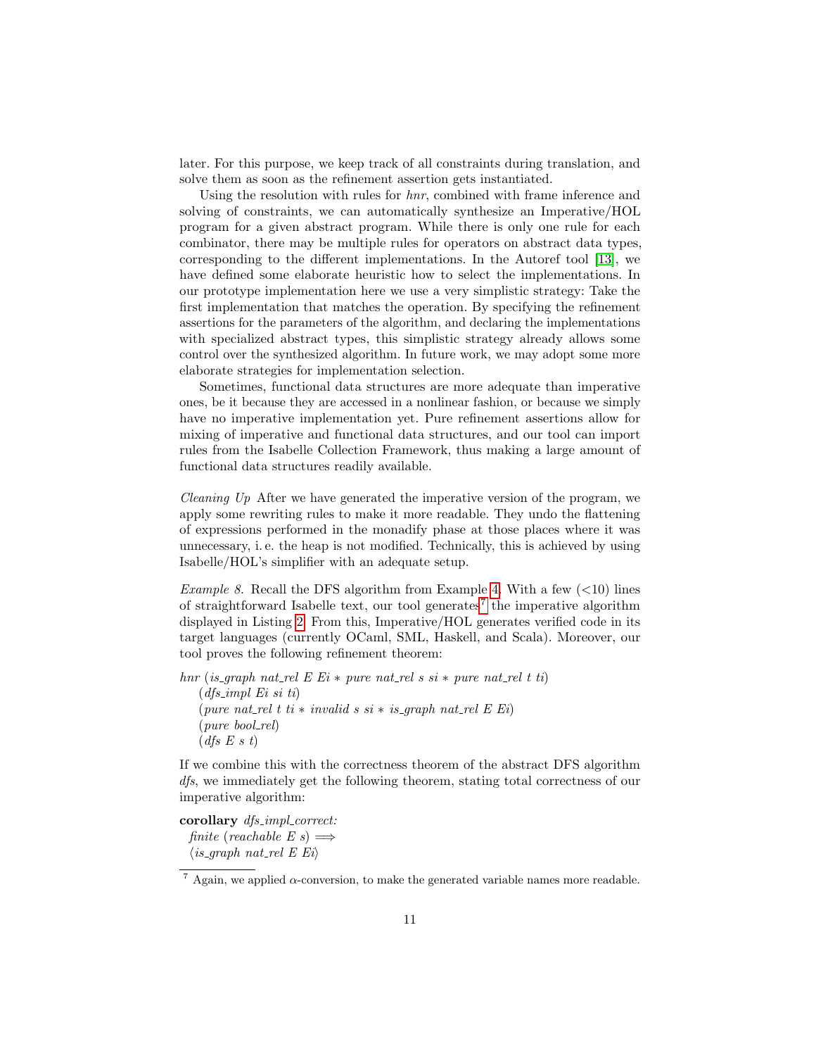later. For this purpose, we keep track of all constraints during translation, and solve them as soon as the refinement assertion gets instantiated.

Using the resolution with rules for *hnr*, combined with frame inference and solving of constraints, we can automatically synthesize an Imperative/HOL program for a given abstract program. While there is only one rule for each combinator, there may be multiple rules for operators on abstract data types, corresponding to the different implementations. In the Autoref tool [13], we have defined some elaborate heuristic how to select the implementations. In our prototype implementation here we use a very simplistic strategy: Take the first implementation that matches the operation. By specifying the refinement assertions for the parameters of the algorithm, and declaring the implementations with specialized abstract types, this simplistic strategy already allows some control over the synthesized algorithm. In future work, we may adopt some more elaborate strategies for implementation selection.

Sometimes, functional data structures are more adequate than imperative ones, be it because they are accessed in a nonlinear fashion, or because we simply have no imperative implementation yet. Pure refinement assertions allow for mixing of imperative and functional data structures, and our tool can import rules from the Isabelle Collection Framework, thus making a large amount of functional data structures readily available.

*Cleaning Up* After we have generated the imperative version of the program, we apply some rewriting rules to make it more readable. They undo the flattening of expressions performed in the monadify phase at those places where it was unnecessary, i. e. the heap is not modified. Technically, this is achieved by using Isabelle/HOL's simplifier with an adequate setup.

*Example 8.* Recall the DFS algorithm from Example 4. With a few (<10) lines of straightforward Isabelle text, our tool generates[7] the imperative algorithm displayed in Listing 2. From this, Imperative/HOL generates verified code in its target languages (currently OCaml, SML, Haskell, and Scala). Moreover, our tool proves the following refinement theorem:

*hnr* (*is_graph nat_rel E Ei* ∗ *pure nat_rel s si* ∗ *pure nat_rel t ti*)
  (*dfs_impl Ei si ti*)
  (*pure nat_rel t ti* ∗ *invalid s si* ∗ *is_graph nat_rel E Ei*)
  (*pure bool_rel*)
  (*dfs E s t*)

If we combine this with the correctness theorem of the abstract DFS algorithm *dfs*, we immediately get the following theorem, stating total correctness of our imperative algorithm:

**corollary** *dfs_impl_correct:*
  *finite* (*reachable E s*) ⟹
  ⟨*is_graph nat_rel E Ei*⟩

[7] Again, we applied $\alpha$-conversion, to make the generated variable names more readable.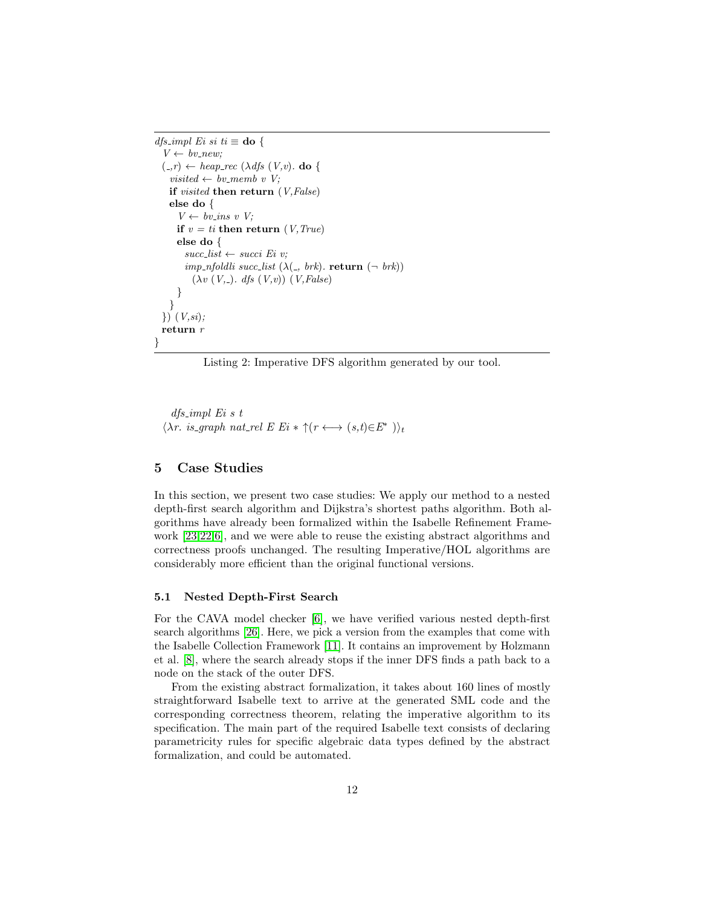```
dfs_impl Ei si ti ≡ do {
  V ← bv_new;
  (_,r) ← heap_rec (λdfs (V,v). do {
    visited ← bv_memb v V;
    if visited then return (V,False)
    else do {
      V ← bv_ins v V;
      if v = ti then return (V,True)
      else do {
        succ_list ← succi Ei v;
        imp_nfoldli succ_list (λ(_, brk). return (¬ brk))
          (λv (V,_). dfs (V,v)) (V,False)
      }
    }
  }) (V,si);
  return r
}
```

Listing 2: Imperative DFS algorithm generated by our tool.

$$dfs\_impl\ Ei\ s\ t$$
$$\langle \lambda r.\ is\_graph\ nat\_rel\ E\ Ei * \uparrow(r \longleftrightarrow (s,t) \in E^*\ )\rangle_t$$

## 5 Case Studies

In this section, we present two case studies: We apply our method to a nested depth-first search algorithm and Dijkstra's shortest paths algorithm. Both algorithms have already been formalized within the Isabelle Refinement Framework [23,22,6], and we were able to reuse the existing abstract algorithms and correctness proofs unchanged. The resulting Imperative/HOL algorithms are considerably more efficient than the original functional versions.

### 5.1 Nested Depth-First Search

For the CAVA model checker [6], we have verified various nested depth-first search algorithms [26]. Here, we pick a version from the examples that come with the Isabelle Collection Framework [11]. It contains an improvement by Holzmann et al. [8], where the search already stops if the inner DFS finds a path back to a node on the stack of the outer DFS.

From the existing abstract formalization, it takes about 160 lines of mostly straightforward Isabelle text to arrive at the generated SML code and the corresponding correctness theorem, relating the imperative algorithm to its specification. The main part of the required Isabelle text consists of declaring parametricity rules for specific algebraic data types defined by the abstract formalization, and could be automated.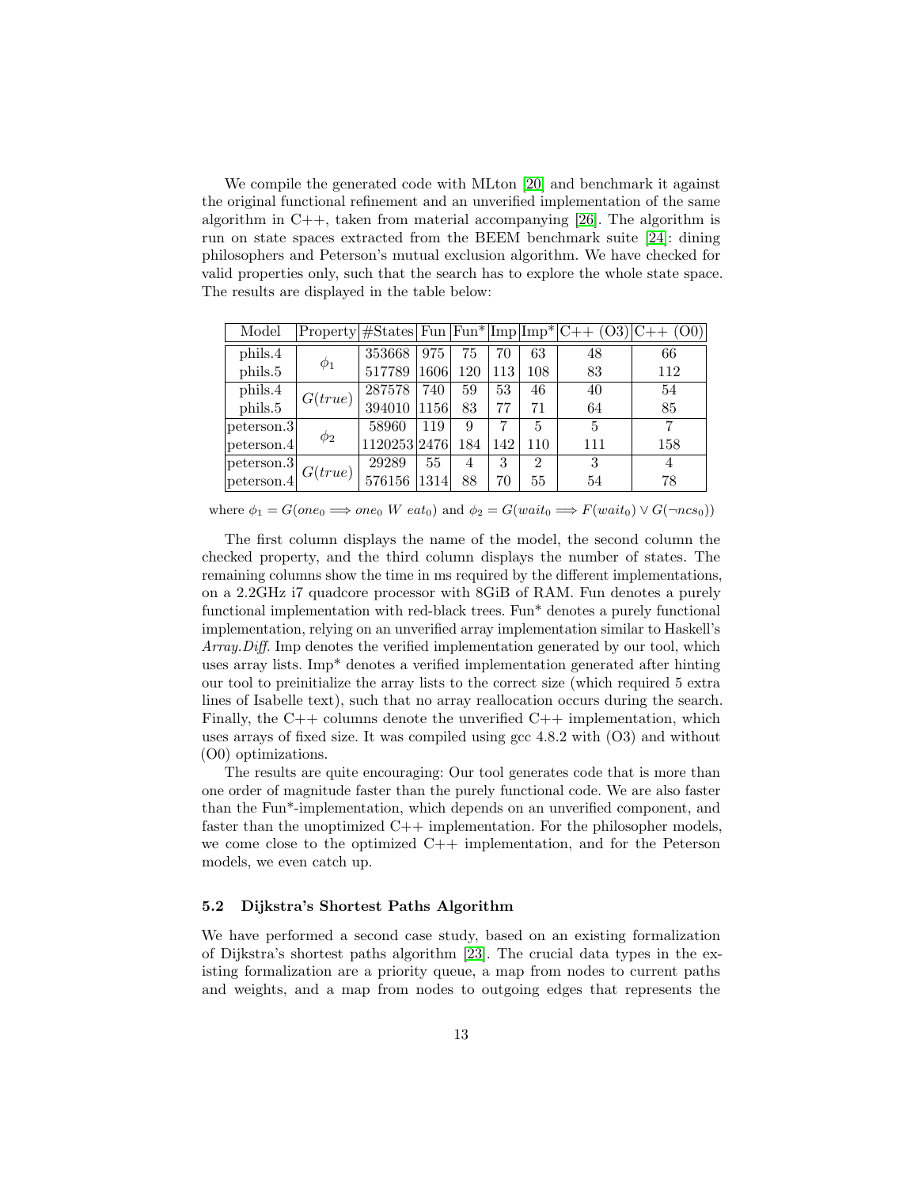We compile the generated code with MLton [20] and benchmark it against the original functional refinement and an unverified implementation of the same algorithm in C++, taken from material accompanying [26]. The algorithm is run on state spaces extracted from the BEEM benchmark suite [24]: dining philosophers and Peterson's mutual exclusion algorithm. We have checked for valid properties only, such that the search has to explore the whole state space. The results are displayed in the table below:

| Model | Property | #States | Fun | Fun* | Imp | Imp* | C++ (O3) | C++ (O0) |
|---|---|---|---|---|---|---|---|---|
| phils.4 | $\phi_1$ | 353668 | 975 | 75 | 70 | 63 | 48 | 66 |
| phils.5 | | 517789 | 1606 | 120 | 113 | 108 | 83 | 112 |
| phils.4 | $G(true)$ | 287578 | 740 | 59 | 53 | 46 | 40 | 54 |
| phils.5 | | 394010 | 1156 | 83 | 77 | 71 | 64 | 85 |
| peterson.3 | $\phi_2$ | 58960 | 119 | 9 | 7 | 5 | 5 | 7 |
| peterson.4 | | 1120253 | 2476 | 184 | 142 | 110 | 111 | 158 |
| peterson.3 | $G(true)$ | 29289 | 55 | 4 | 3 | 2 | 3 | 4 |
| peterson.4 | | 576156 | 1314 | 88 | 70 | 55 | 54 | 78 |

where $\phi_1 = G(one_0 \Longrightarrow one_0\ W\ eat_0)$ and $\phi_2 = G(wait_0 \Longrightarrow F(wait_0) \vee G(\neg ncs_0))$

The first column displays the name of the model, the second column the checked property, and the third column displays the number of states. The remaining columns show the time in ms required by the different implementations, on a 2.2GHz i7 quadcore processor with 8GiB of RAM. Fun denotes a purely functional implementation with red-black trees. Fun* denotes a purely functional implementation, relying on an unverified array implementation similar to Haskell's *Array.Diff*. Imp denotes the verified implementation generated by our tool, which uses array lists. Imp* denotes a verified implementation generated after hinting our tool to preinitialize the array lists to the correct size (which required 5 extra lines of Isabelle text), such that no array reallocation occurs during the search. Finally, the C++ columns denote the unverified C++ implementation, which uses arrays of fixed size. It was compiled using gcc 4.8.2 with (O3) and without (O0) optimizations.

The results are quite encouraging: Our tool generates code that is more than one order of magnitude faster than the purely functional code. We are also faster than the Fun*-implementation, which depends on an unverified component, and faster than the unoptimized C++ implementation. For the philosopher models, we come close to the optimized C++ implementation, and for the Peterson models, we even catch up.

### 5.2 Dijkstra's Shortest Paths Algorithm

We have performed a second case study, based on an existing formalization of Dijkstra's shortest paths algorithm [23]. The crucial data types in the existing formalization are a priority queue, a map from nodes to current paths and weights, and a map from nodes to outgoing edges that represents the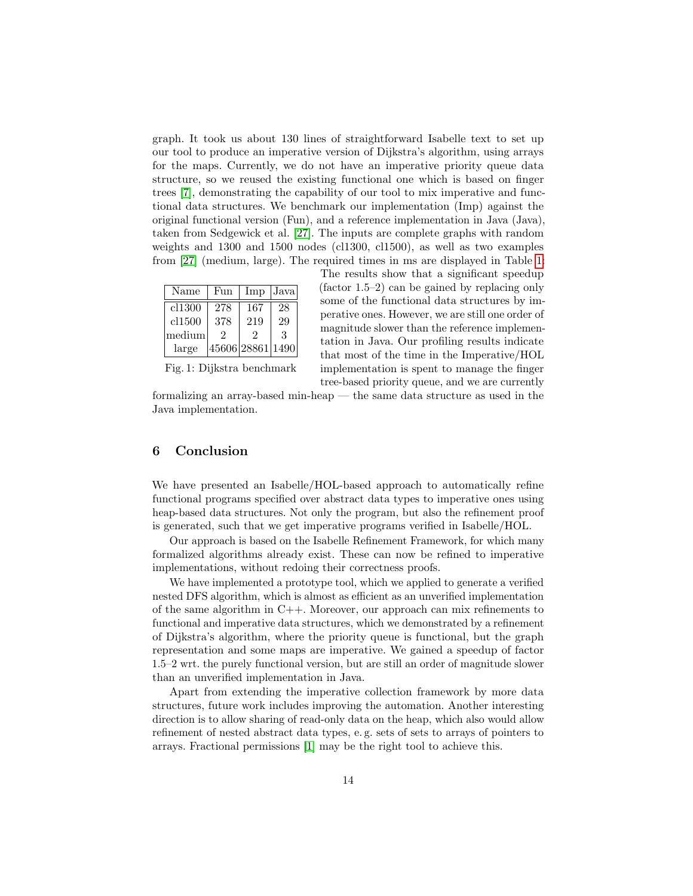graph. It took us about 130 lines of straightforward Isabelle text to set up our tool to produce an imperative version of Dijkstra's algorithm, using arrays for the maps. Currently, we do not have an imperative priority queue data structure, so we reused the existing functional one which is based on finger trees [7], demonstrating the capability of our tool to mix imperative and functional data structures. We benchmark our implementation (Imp) against the original functional version (Fun), and a reference implementation in Java (Java), taken from Sedgewick et al. [27]. The inputs are complete graphs with random weights and 1300 and 1500 nodes (cl1300, cl1500), as well as two examples from [27] (medium, large). The required times in ms are displayed in Table 1:

| Name | Fun | Imp | Java |
|---|---|---|---|
| cl1300 | 278 | 167 | 28 |
| cl1500 | 378 | 219 | 29 |
| medium | 2 | 2 | 3 |
| large | 45606 | 28861 | 1490 |

Fig. 1: Dijkstra benchmark

The results show that a significant speedup (factor 1.5–2) can be gained by replacing only some of the functional data structures by imperative ones. However, we are still one order of magnitude slower than the reference implementation in Java. Our profiling results indicate that most of the time in the Imperative/HOL implementation is spent to manage the finger tree-based priority queue, and we are currently formalizing an array-based min-heap — the same data structure as used in the Java implementation.

## 6 Conclusion

We have presented an Isabelle/HOL-based approach to automatically refine functional programs specified over abstract data types to imperative ones using heap-based data structures. Not only the program, but also the refinement proof is generated, such that we get imperative programs verified in Isabelle/HOL.

Our approach is based on the Isabelle Refinement Framework, for which many formalized algorithms already exist. These can now be refined to imperative implementations, without redoing their correctness proofs.

We have implemented a prototype tool, which we applied to generate a verified nested DFS algorithm, which is almost as efficient as an unverified implementation of the same algorithm in C++. Moreover, our approach can mix refinements to functional and imperative data structures, which we demonstrated by a refinement of Dijkstra's algorithm, where the priority queue is functional, but the graph representation and some maps are imperative. We gained a speedup of factor 1.5–2 wrt. the purely functional version, but are still an order of magnitude slower than an unverified implementation in Java.

Apart from extending the imperative collection framework by more data structures, future work includes improving the automation. Another interesting direction is to allow sharing of read-only data on the heap, which also would allow refinement of nested abstract data types, e. g. sets of sets to arrays of pointers to arrays. Fractional permissions [1] may be the right tool to achieve this.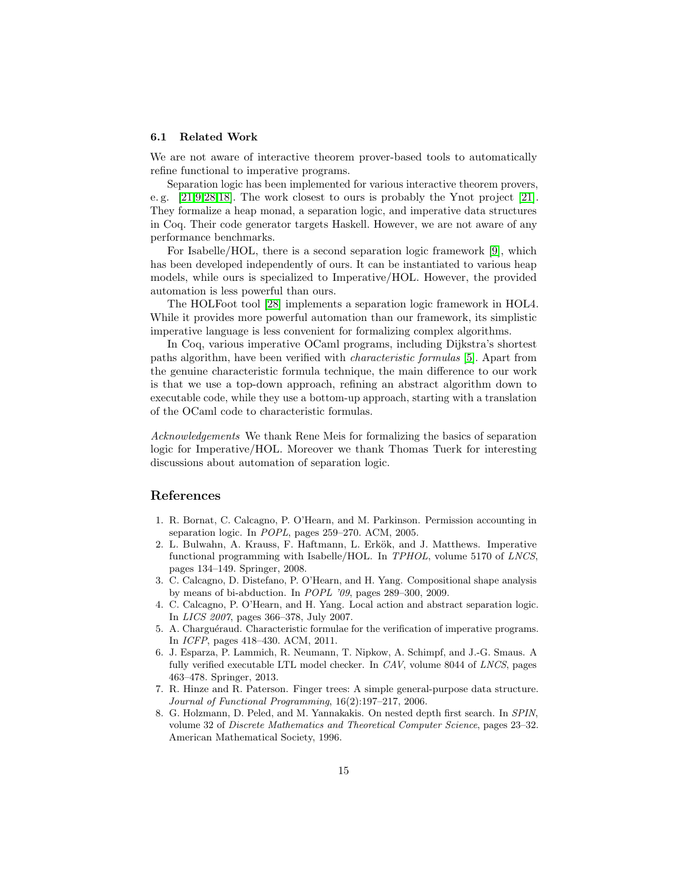### 6.1 Related Work

We are not aware of interactive theorem prover-based tools to automatically refine functional to imperative programs.

Separation logic has been implemented for various interactive theorem provers, e. g. [21,9,28,18]. The work closest to ours is probably the Ynot project [21]. They formalize a heap monad, a separation logic, and imperative data structures in Coq. Their code generator targets Haskell. However, we are not aware of any performance benchmarks.

For Isabelle/HOL, there is a second separation logic framework [9], which has been developed independently of ours. It can be instantiated to various heap models, while ours is specialized to Imperative/HOL. However, the provided automation is less powerful than ours.

The HOLFoot tool [28] implements a separation logic framework in HOL4. While it provides more powerful automation than our framework, its simplistic imperative language is less convenient for formalizing complex algorithms.

In Coq, various imperative OCaml programs, including Dijkstra's shortest paths algorithm, have been verified with *characteristic formulas* [5]. Apart from the genuine characteristic formula technique, the main difference to our work is that we use a top-down approach, refining an abstract algorithm down to executable code, while they use a bottom-up approach, starting with a translation of the OCaml code to characteristic formulas.

*Acknowledgements* We thank Rene Meis for formalizing the basics of separation logic for Imperative/HOL. Moreover we thank Thomas Tuerk for interesting discussions about automation of separation logic.

## References

1. R. Bornat, C. Calcagno, P. O'Hearn, and M. Parkinson. Permission accounting in separation logic. In *POPL*, pages 259–270. ACM, 2005.
2. L. Bulwahn, A. Krauss, F. Haftmann, L. Erkök, and J. Matthews. Imperative functional programming with Isabelle/HOL. In *TPHOL*, volume 5170 of *LNCS*, pages 134–149. Springer, 2008.
3. C. Calcagno, D. Distefano, P. O'Hearn, and H. Yang. Compositional shape analysis by means of bi-abduction. In *POPL '09*, pages 289–300, 2009.
4. C. Calcagno, P. O'Hearn, and H. Yang. Local action and abstract separation logic. In *LICS 2007*, pages 366–378, July 2007.
5. A. Charguéraud. Characteristic formulae for the verification of imperative programs. In *ICFP*, pages 418–430. ACM, 2011.
6. J. Esparza, P. Lammich, R. Neumann, T. Nipkow, A. Schimpf, and J.-G. Smaus. A fully verified executable LTL model checker. In *CAV*, volume 8044 of *LNCS*, pages 463–478. Springer, 2013.
7. R. Hinze and R. Paterson. Finger trees: A simple general-purpose data structure. *Journal of Functional Programming*, 16(2):197–217, 2006.
8. G. Holzmann, D. Peled, and M. Yannakakis. On nested depth first search. In *SPIN*, volume 32 of *Discrete Mathematics and Theoretical Computer Science*, pages 23–32. American Mathematical Society, 1996.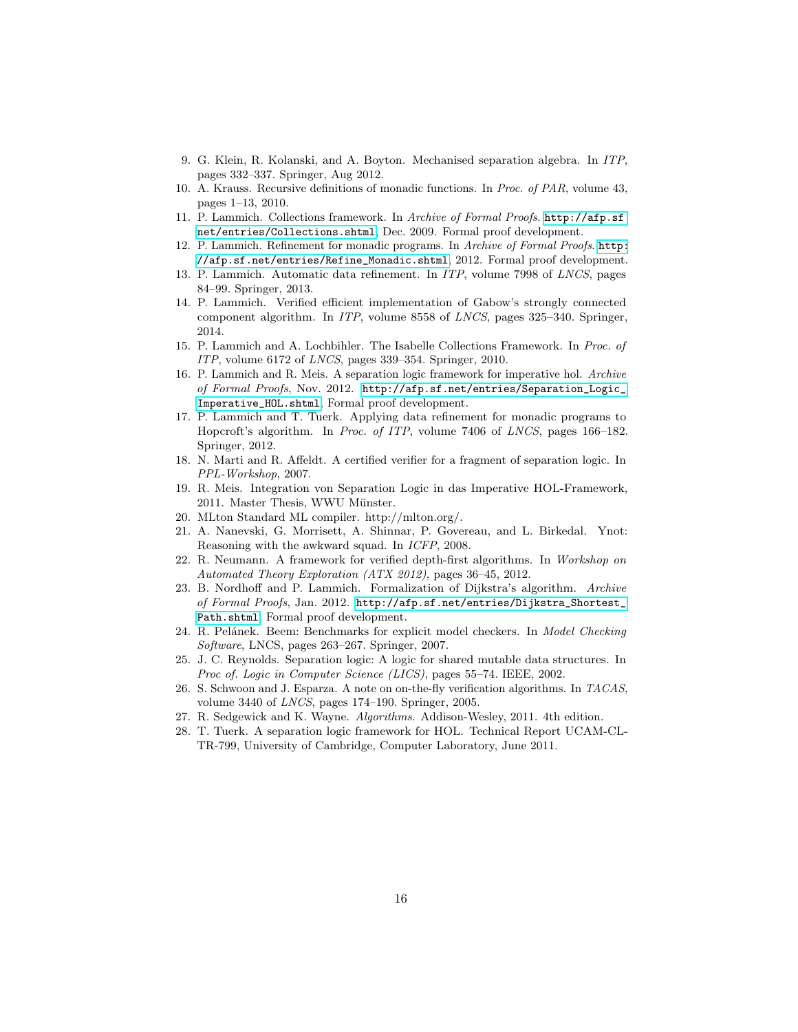9. G. Klein, R. Kolanski, and A. Boyton. Mechanised separation algebra. In *ITP*, pages 332–337. Springer, Aug 2012.
10. A. Krauss. Recursive definitions of monadic functions. In *Proc. of PAR*, volume 43, pages 1–13, 2010.
11. P. Lammich. Collections framework. In *Archive of Formal Proofs*. `http://afp.sf.net/entries/Collections.shtml`, Dec. 2009. Formal proof development.
12. P. Lammich. Refinement for monadic programs. In *Archive of Formal Proofs*. `http://afp.sf.net/entries/Refine_Monadic.shtml`, 2012. Formal proof development.
13. P. Lammich. Automatic data refinement. In *ITP*, volume 7998 of *LNCS*, pages 84–99. Springer, 2013.
14. P. Lammich. Verified efficient implementation of Gabow's strongly connected component algorithm. In *ITP*, volume 8558 of *LNCS*, pages 325–340. Springer, 2014.
15. P. Lammich and A. Lochbihler. The Isabelle Collections Framework. In *Proc. of ITP*, volume 6172 of *LNCS*, pages 339–354. Springer, 2010.
16. P. Lammich and R. Meis. A separation logic framework for imperative hol. *Archive of Formal Proofs*, Nov. 2012. `http://afp.sf.net/entries/Separation_Logic_Imperative_HOL.shtml`, Formal proof development.
17. P. Lammich and T. Tuerk. Applying data refinement for monadic programs to Hopcroft's algorithm. In *Proc. of ITP*, volume 7406 of *LNCS*, pages 166–182. Springer, 2012.
18. N. Marti and R. Affeldt. A certified verifier for a fragment of separation logic. In *PPL-Workshop*, 2007.
19. R. Meis. Integration von Separation Logic in das Imperative HOL-Framework, 2011. Master Thesis, WWU Münster.
20. MLton Standard ML compiler. http://mlton.org/.
21. A. Nanevski, G. Morrisett, A. Shinnar, P. Govereau, and L. Birkedal. Ynot: Reasoning with the awkward squad. In *ICFP*, 2008.
22. R. Neumann. A framework for verified depth-first algorithms. In *Workshop on Automated Theory Exploration (ATX 2012)*, pages 36–45, 2012.
23. B. Nordhoff and P. Lammich. Formalization of Dijkstra's algorithm. *Archive of Formal Proofs*, Jan. 2012. `http://afp.sf.net/entries/Dijkstra_Shortest_Path.shtml`, Formal proof development.
24. R. Pelánek. Beem: Benchmarks for explicit model checkers. In *Model Checking Software*, LNCS, pages 263–267. Springer, 2007.
25. J. C. Reynolds. Separation logic: A logic for shared mutable data structures. In *Proc of. Logic in Computer Science (LICS)*, pages 55–74. IEEE, 2002.
26. S. Schwoon and J. Esparza. A note on on-the-fly verification algorithms. In *TACAS*, volume 3440 of *LNCS*, pages 174–190. Springer, 2005.
27. R. Sedgewick and K. Wayne. *Algorithms*. Addison-Wesley, 2011. 4th edition.
28. T. Tuerk. A separation logic framework for HOL. Technical Report UCAM-CL-TR-799, University of Cambridge, Computer Laboratory, June 2011.